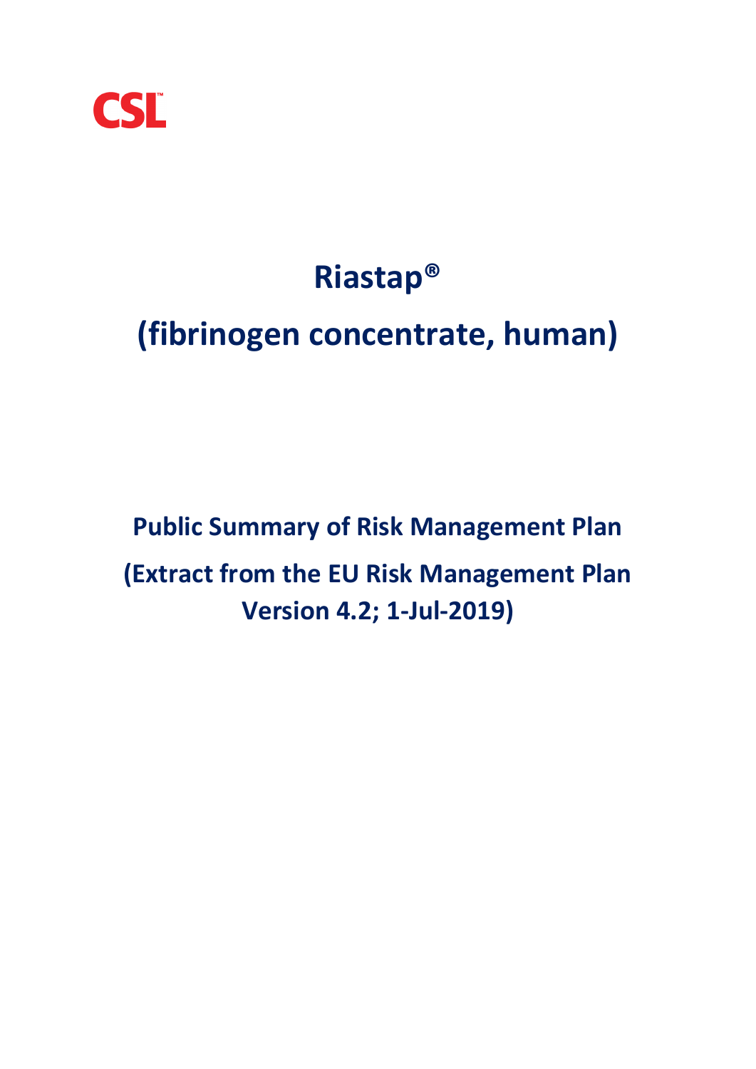CSL™

# Riastap®

# (fibrinogen concentrate, human)

## Public Summary of Risk Management Plan

## (Extract from the EU Risk Management Plan Version 4.2; 1-Jul-2019)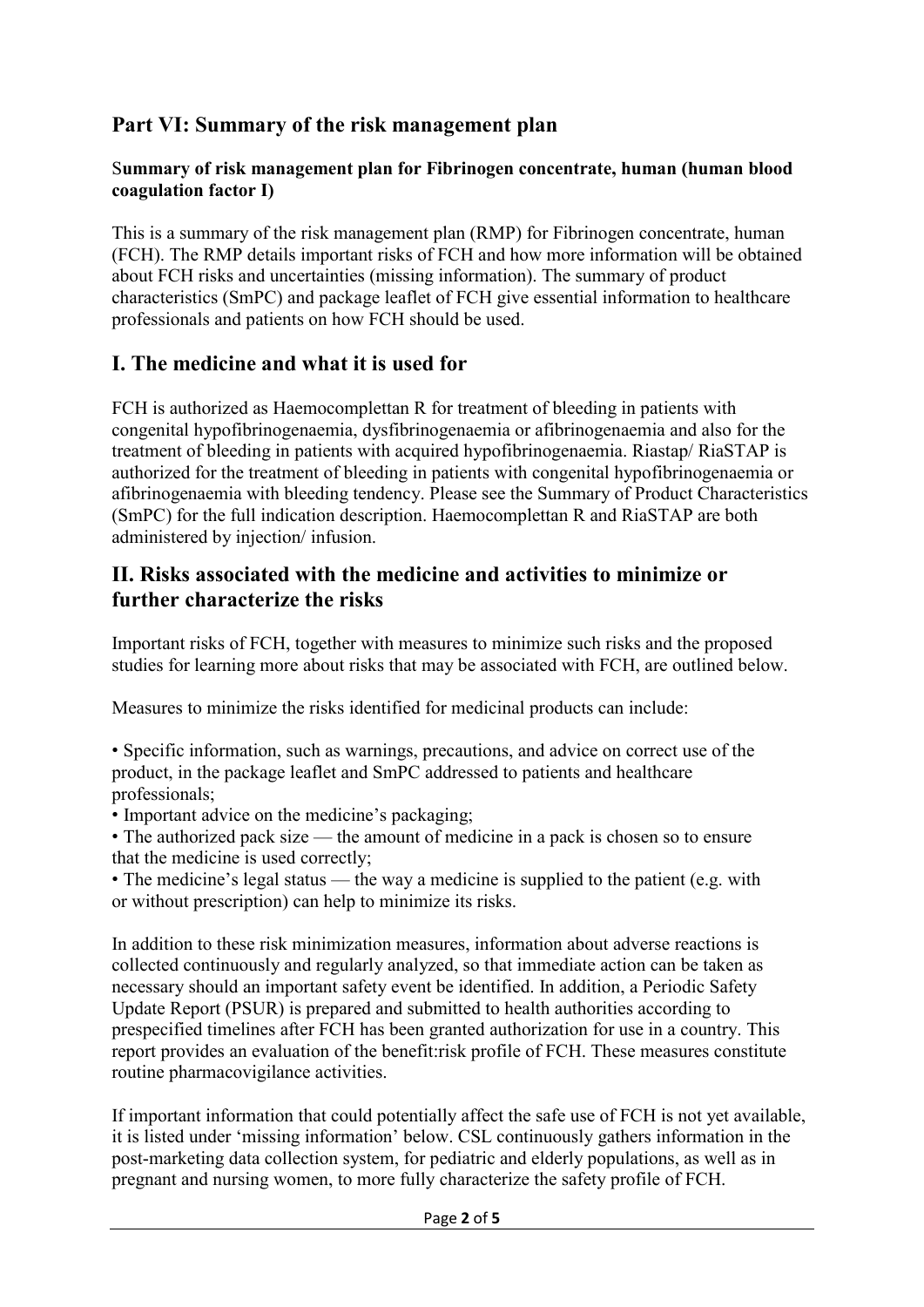## Part VI: Summary of the risk management plan

### Summary of risk management plan for Fibrinogen concentrate, human (human blood coagulation factor I)

This is a summary of the risk management plan (RMP) for Fibrinogen concentrate, human (FCH). The RMP details important risks of FCH and how more information will be obtained about FCH risks and uncertainties (missing information). The summary of product characteristics (SmPC) and package leaflet of FCH give essential information to healthcare professionals and patients on how FCH should be used.

## I. The medicine and what it is used for

FCH is authorized as Haemocomplettan R for treatment of bleeding in patients with congenital hypofibrinogenaemia, dysfibrinogenaemia or afibrinogenaemia and also for the treatment of bleeding in patients with acquired hypofibrinogenaemia. Riastap/ RiaSTAP is authorized for the treatment of bleeding in patients with congenital hypofibrinogenaemia or afibrinogenaemia with bleeding tendency. Please see the Summary of Product Characteristics (SmPC) for the full indication description. Haemocomplettan R and RiaSTAP are both administered by injection/ infusion.

## II. Risks associated with the medicine and activities to minimize or further characterize the risks

Important risks of FCH, together with measures to minimize such risks and the proposed studies for learning more about risks that may be associated with FCH, are outlined below.

Measures to minimize the risks identified for medicinal products can include:

- Specific information, such as warnings, precautions, and advice on correct use of the product, in the package leaflet and SmPC addressed to patients and healthcare professionals;
- Important advice on the medicine's packaging;
- The authorized pack size — the amount of medicine in a pack is chosen so to ensure that the medicine is used correctly;
- The medicine's legal status — the way a medicine is supplied to the patient (e.g. with or without prescription) can help to minimize its risks.

In addition to these risk minimization measures, information about adverse reactions is collected continuously and regularly analyzed, so that immediate action can be taken as necessary should an important safety event be identified. In addition, a Periodic Safety Update Report (PSUR) is prepared and submitted to health authorities according to prespecified timelines after FCH has been granted authorization for use in a country. This report provides an evaluation of the benefit:risk profile of FCH. These measures constitute routine pharmacovigilance activities.

If important information that could potentially affect the safe use of FCH is not yet available, it is listed under 'missing information' below. CSL continuously gathers information in the post-marketing data collection system, for pediatric and elderly populations, as well as in pregnant and nursing women, to more fully characterize the safety profile of FCH.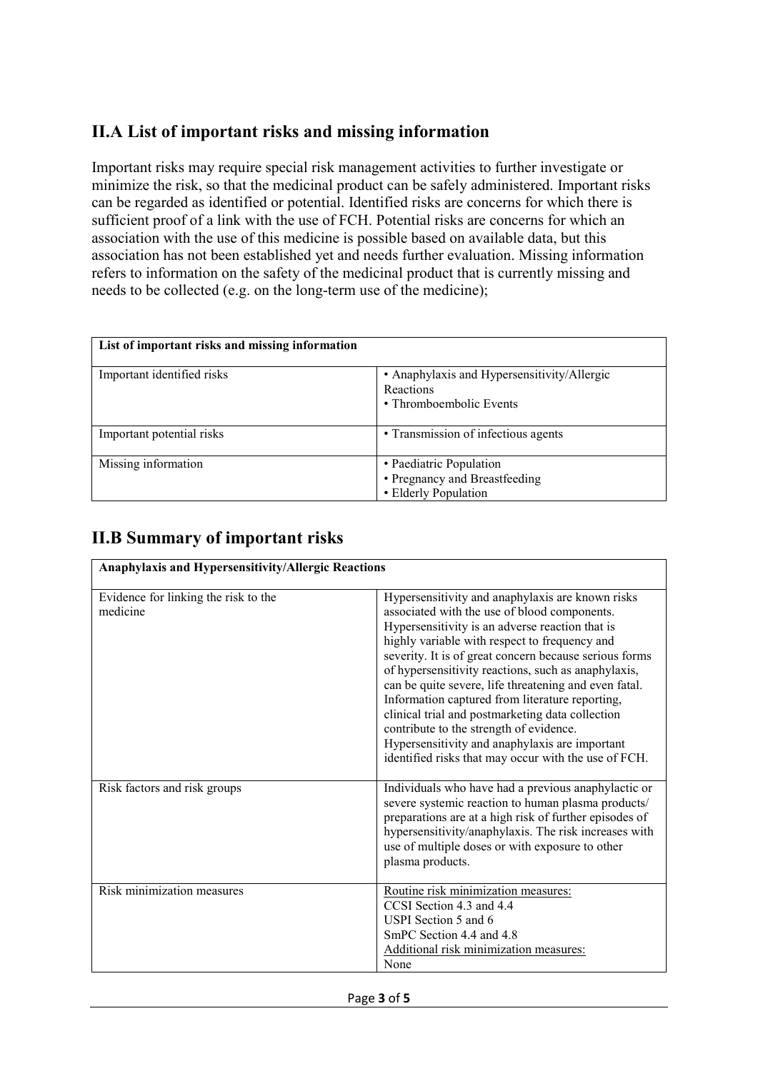## II.A List of important risks and missing information

Important risks may require special risk management activities to further investigate or minimize the risk, so that the medicinal product can be safely administered. Important risks can be regarded as identified or potential. Identified risks are concerns for which there is sufficient proof of a link with the use of FCH. Potential risks are concerns for which an association with the use of this medicine is possible based on available data, but this association has not been established yet and needs further evaluation. Missing information refers to information on the safety of the medicinal product that is currently missing and needs to be collected (e.g. on the long-term use of the medicine);

| **List of important risks and missing information** | |
|---|---|
| Important identified risks | • Anaphylaxis and Hypersensitivity/Allergic Reactions<br>• Thromboembolic Events |
| Important potential risks | • Transmission of infectious agents |
| Missing information | • Paediatric Population<br>• Pregnancy and Breastfeeding<br>• Elderly Population |

## II.B Summary of important risks

| **Anaphylaxis and Hypersensitivity/Allergic Reactions** | |
|---|---|
| Evidence for linking the risk to the medicine | Hypersensitivity and anaphylaxis are known risks associated with the use of blood components. Hypersensitivity is an adverse reaction that is highly variable with respect to frequency and severity. It is of great concern because serious forms of hypersensitivity reactions, such as anaphylaxis, can be quite severe, life threatening and even fatal. Information captured from literature reporting, clinical trial and postmarketing data collection contribute to the strength of evidence. Hypersensitivity and anaphylaxis are important identified risks that may occur with the use of FCH. |
| Risk factors and risk groups | Individuals who have had a previous anaphylactic or severe systemic reaction to human plasma products/ preparations are at a high risk of further episodes of hypersensitivity/anaphylaxis. The risk increases with use of multiple doses or with exposure to other plasma products. |
| Risk minimization measures | Routine risk minimization measures:<br>CCSI Section 4.3 and 4.4<br>USPI Section 5 and 6<br>SmPC Section 4.4 and 4.8<br>Additional risk minimization measures:<br>None |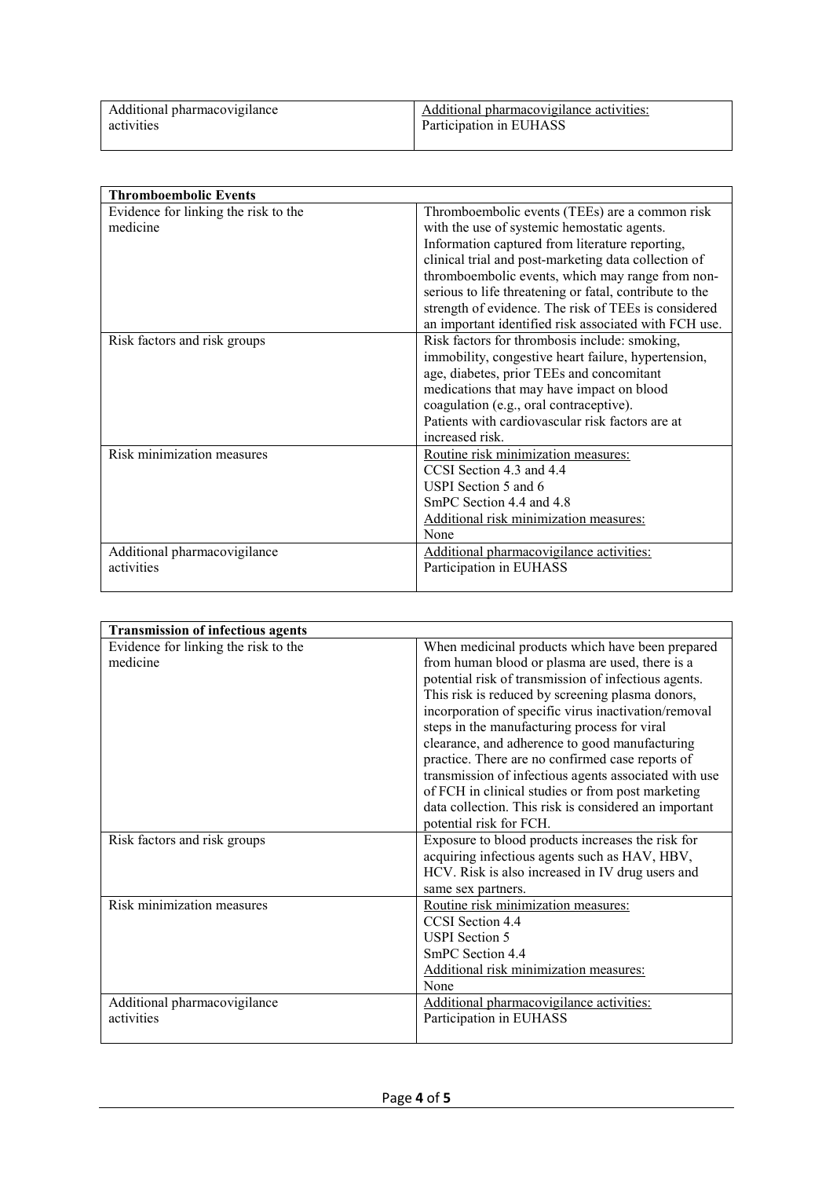| | |
|---|---|
| Additional pharmacovigilance activities | Additional pharmacovigilance activities:<br>Participation in EUHASS |

| **Thromboembolic Events** | |
|---|---|
| Evidence for linking the risk to the medicine | Thromboembolic events (TEEs) are a common risk with the use of systemic hemostatic agents. Information captured from literature reporting, clinical trial and post-marketing data collection of thromboembolic events, which may range from non-serious to life threatening or fatal, contribute to the strength of evidence. The risk of TEEs is considered an important identified risk associated with FCH use. |
| Risk factors and risk groups | Risk factors for thrombosis include: smoking, immobility, congestive heart failure, hypertension, age, diabetes, prior TEEs and concomitant medications that may have impact on blood coagulation (e.g., oral contraceptive).<br>Patients with cardiovascular risk factors are at increased risk. |
| Risk minimization measures | Routine risk minimization measures:<br>CCSI Section 4.3 and 4.4<br>USPI Section 5 and 6<br>SmPC Section 4.4 and 4.8<br>Additional risk minimization measures:<br>None |
| Additional pharmacovigilance activities | Additional pharmacovigilance activities:<br>Participation in EUHASS |

| **Transmission of infectious agents** | |
|---|---|
| Evidence for linking the risk to the medicine | When medicinal products which have been prepared from human blood or plasma are used, there is a potential risk of transmission of infectious agents. This risk is reduced by screening plasma donors, incorporation of specific virus inactivation/removal steps in the manufacturing process for viral clearance, and adherence to good manufacturing practice. There are no confirmed case reports of transmission of infectious agents associated with use of FCH in clinical studies or from post marketing data collection. This risk is considered an important potential risk for FCH. |
| Risk factors and risk groups | Exposure to blood products increases the risk for acquiring infectious agents such as HAV, HBV, HCV. Risk is also increased in IV drug users and same sex partners. |
| Risk minimization measures | Routine risk minimization measures:<br>CCSI Section 4.4<br>USPI Section 5<br>SmPC Section 4.4<br>Additional risk minimization measures:<br>None |
| Additional pharmacovigilance activities | Additional pharmacovigilance activities:<br>Participation in EUHASS |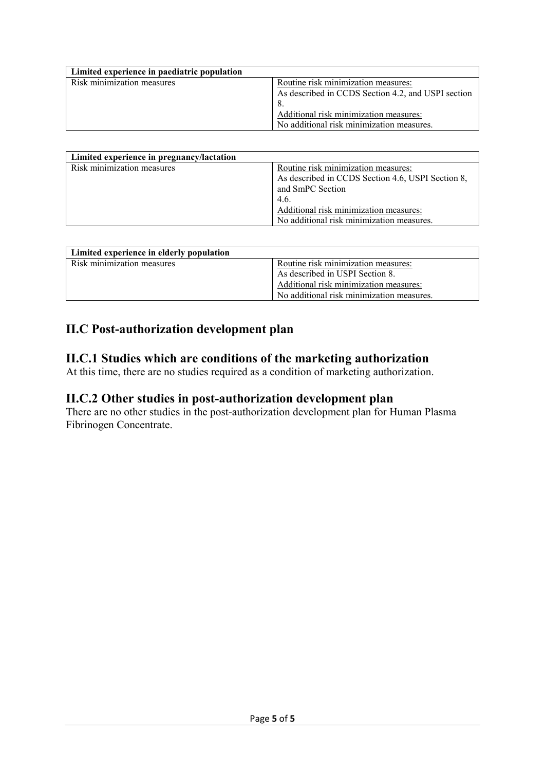| Limited experience in paediatric population | |
|---|---|
| Risk minimization measures | Routine risk minimization measures:<br>As described in CCDS Section 4.2, and USPI section 8.<br>Additional risk minimization measures:<br>No additional risk minimization measures. |

| Limited experience in pregnancy/lactation | |
|---|---|
| Risk minimization measures | Routine risk minimization measures:<br>As described in CCDS Section 4.6, USPI Section 8, and SmPC Section 4.6.<br>Additional risk minimization measures:<br>No additional risk minimization measures. |

| Limited experience in elderly population | |
|---|---|
| Risk minimization measures | Routine risk minimization measures:<br>As described in USPI Section 8.<br>Additional risk minimization measures:<br>No additional risk minimization measures. |

## II.C Post-authorization development plan

### II.C.1 Studies which are conditions of the marketing authorization

At this time, there are no studies required as a condition of marketing authorization.

### II.C.2 Other studies in post-authorization development plan

There are no other studies in the post-authorization development plan for Human Plasma Fibrinogen Concentrate.